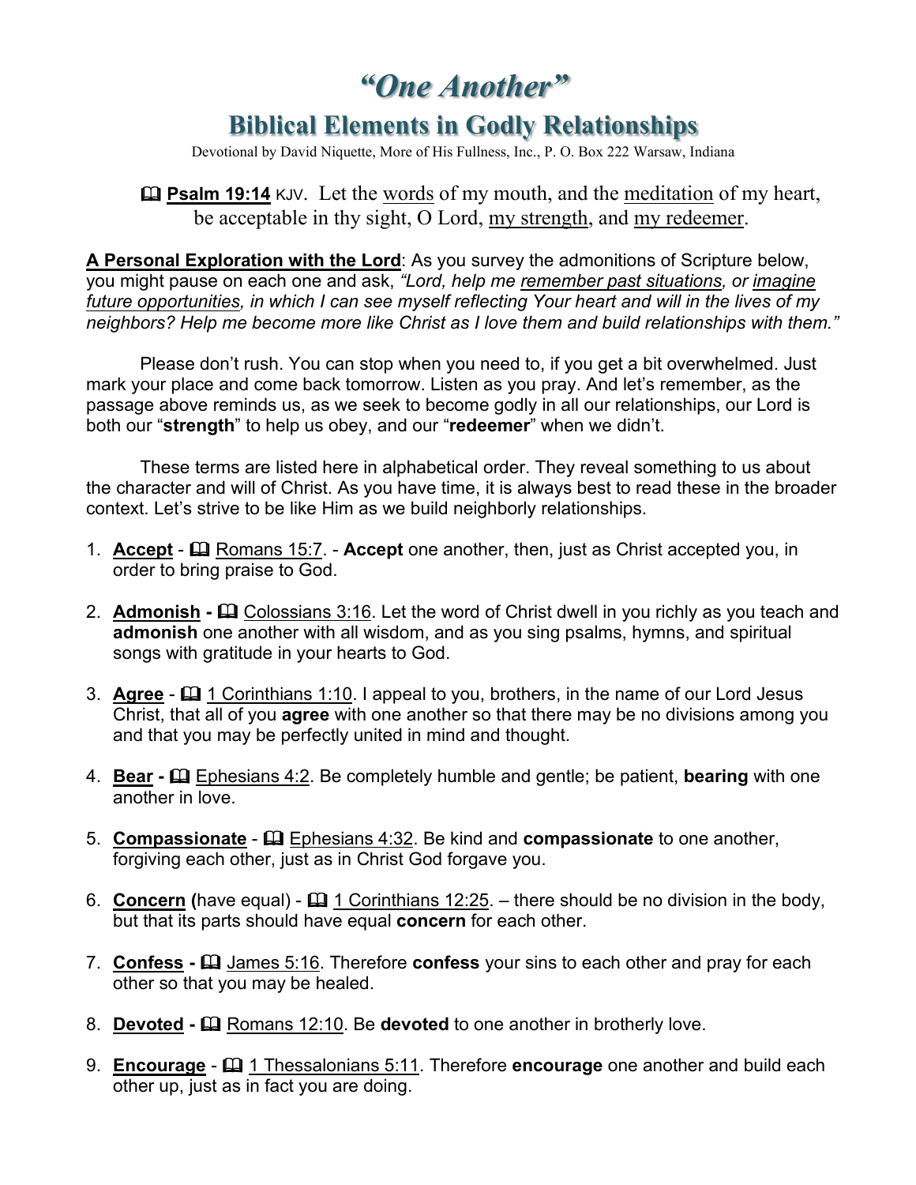# *"One Another"*

## Biblical Elements in Godly Relationships

Devotional by David Niquette, More of His Fullness, Inc., P. O. Box 222 Warsaw, Indiana

📖 **Psalm 19:14** KJV. Let the words of my mouth, and the meditation of my heart, be acceptable in thy sight, O Lord, my strength, and my redeemer.

**A Personal Exploration with the Lord**: As you survey the admonitions of Scripture below, you might pause on each one and ask, *"Lord, help me remember past situations, or imagine future opportunities, in which I can see myself reflecting Your heart and will in the lives of my neighbors? Help me become more like Christ as I love them and build relationships with them."*

Please don't rush. You can stop when you need to, if you get a bit overwhelmed. Just mark your place and come back tomorrow. Listen as you pray. And let's remember, as the passage above reminds us, as we seek to become godly in all our relationships, our Lord is both our "**strength**" to help us obey, and our "**redeemer**" when we didn't.

These terms are listed here in alphabetical order. They reveal something to us about the character and will of Christ. As you have time, it is always best to read these in the broader context. Let's strive to be like Him as we build neighborly relationships.

1. **Accept** - 📖 Romans 15:7. - **Accept** one another, then, just as Christ accepted you, in order to bring praise to God.
2. **Admonish** - 📖 Colossians 3:16. Let the word of Christ dwell in you richly as you teach and **admonish** one another with all wisdom, and as you sing psalms, hymns, and spiritual songs with gratitude in your hearts to God.
3. **Agree** - 📖 1 Corinthians 1:10. I appeal to you, brothers, in the name of our Lord Jesus Christ, that all of you **agree** with one another so that there may be no divisions among you and that you may be perfectly united in mind and thought.
4. **Bear** - 📖 Ephesians 4:2. Be completely humble and gentle; be patient, **bearing** with one another in love.
5. **Compassionate** - 📖 Ephesians 4:32. Be kind and **compassionate** to one another, forgiving each other, just as in Christ God forgave you.
6. **Concern (**have equal) - 📖 1 Corinthians 12:25. – there should be no division in the body, but that its parts should have equal **concern** for each other.
7. **Confess** - 📖 James 5:16. Therefore **confess** your sins to each other and pray for each other so that you may be healed.
8. **Devoted** - 📖 Romans 12:10. Be **devoted** to one another in brotherly love.
9. **Encourage** - 📖 1 Thessalonians 5:11. Therefore **encourage** one another and build each other up, just as in fact you are doing.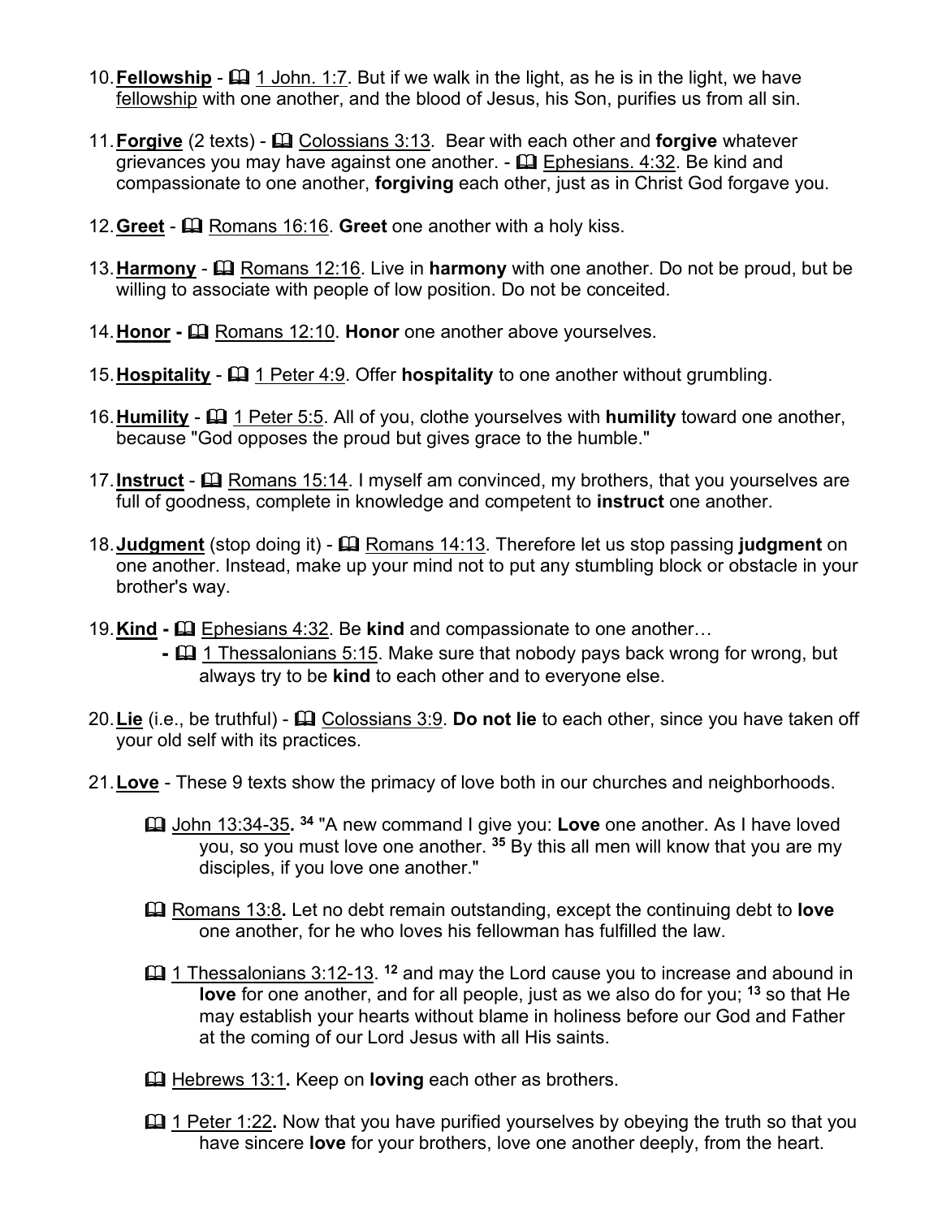10. **Fellowship** - 🕮 1 John. 1:7. But if we walk in the light, as he is in the light, we have fellowship with one another, and the blood of Jesus, his Son, purifies us from all sin.

11. **Forgive** (2 texts) - 🕮 Colossians 3:13. Bear with each other and **forgive** whatever grievances you may have against one another. - 🕮 Ephesians. 4:32. Be kind and compassionate to one another, **forgiving** each other, just as in Christ God forgave you.

12. **Greet** - 🕮 Romans 16:16. **Greet** one another with a holy kiss.

13. **Harmony** - 🕮 Romans 12:16. Live in **harmony** with one another. Do not be proud, but be willing to associate with people of low position. Do not be conceited.

14. **Honor -** 🕮 Romans 12:10. **Honor** one another above yourselves.

15. **Hospitality** - 🕮 1 Peter 4:9. Offer **hospitality** to one another without grumbling.

16. **Humility** - 🕮 1 Peter 5:5. All of you, clothe yourselves with **humility** toward one another, because "God opposes the proud but gives grace to the humble."

17. **Instruct** - 🕮 Romans 15:14. I myself am convinced, my brothers, that you yourselves are full of goodness, complete in knowledge and competent to **instruct** one another.

18. **Judgment** (stop doing it) - 🕮 Romans 14:13. Therefore let us stop passing **judgment** on one another. Instead, make up your mind not to put any stumbling block or obstacle in your brother's way.

19. **Kind -** 🕮 Ephesians 4:32. Be **kind** and compassionate to one another…
    - 🕮 1 Thessalonians 5:15. Make sure that nobody pays back wrong for wrong, but always try to be **kind** to each other and to everyone else.

20. **Lie** (i.e., be truthful) - 🕮 Colossians 3:9. **Do not lie** to each other, since you have taken off your old self with its practices.

21. **Love** - These 9 texts show the primacy of love both in our churches and neighborhoods.

    🕮 John 13:34-35**.** [34] "A new command I give you: **Love** one another. As I have loved you, so you must love one another. [35] By this all men will know that you are my disciples, if you love one another."

    🕮 Romans 13:8**.** Let no debt remain outstanding, except the continuing debt to **love** one another, for he who loves his fellowman has fulfilled the law.

    🕮 1 Thessalonians 3:12-13. [12] and may the Lord cause you to increase and abound in **love** for one another, and for all people, just as we also do for you; [13] so that He may establish your hearts without blame in holiness before our God and Father at the coming of our Lord Jesus with all His saints.

    🕮 Hebrews 13:1**.** Keep on **loving** each other as brothers.

    🕮 1 Peter 1:22**.** Now that you have purified yourselves by obeying the truth so that you have sincere **love** for your brothers, love one another deeply, from the heart.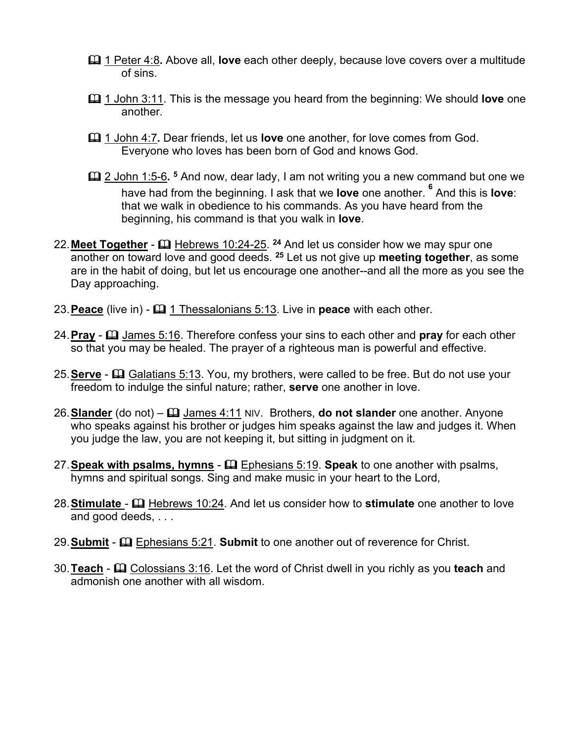- 📖 1 Peter 4:8**.** Above all, **love** each other deeply, because love covers over a multitude of sins.

- 📖 1 John 3:11. This is the message you heard from the beginning: We should **love** one another.

- 📖 1 John 4:7**.** Dear friends, let us **love** one another, for love comes from God. Everyone who loves has been born of God and knows God.

- 📖 2 John 1:5-6**.** [5] And now, dear lady, I am not writing you a new command but one we have had from the beginning. I ask that we **love** one another. [6] And this is **love**: that we walk in obedience to his commands. As you have heard from the beginning, his command is that you walk in **love**.

22. **Meet Together** - 📖 Hebrews 10:24-25. [24] And let us consider how we may spur one another on toward love and good deeds. [25] Let us not give up **meeting together**, as some are in the habit of doing, but let us encourage one another--and all the more as you see the Day approaching.

23. **Peace** (live in) - 📖 1 Thessalonians 5:13. Live in **peace** with each other.

24. **Pray** - 📖 James 5:16. Therefore confess your sins to each other and **pray** for each other so that you may be healed. The prayer of a righteous man is powerful and effective.

25. **Serve** - 📖 Galatians 5:13. You, my brothers, were called to be free. But do not use your freedom to indulge the sinful nature; rather, **serve** one another in love.

26. **Slander** (do not) – 📖 James 4:11 NIV. Brothers, **do not slander** one another. Anyone who speaks against his brother or judges him speaks against the law and judges it. When you judge the law, you are not keeping it, but sitting in judgment on it.

27. **Speak with psalms, hymns** - 📖 Ephesians 5:19. **Speak** to one another with psalms, hymns and spiritual songs. Sing and make music in your heart to the Lord,

28. **Stimulate** - 📖 Hebrews 10:24. And let us consider how to **stimulate** one another to love and good deeds, . . .

29. **Submit** - 📖 Ephesians 5:21. **Submit** to one another out of reverence for Christ.

30. **Teach** - 📖 Colossians 3:16. Let the word of Christ dwell in you richly as you **teach** and admonish one another with all wisdom.